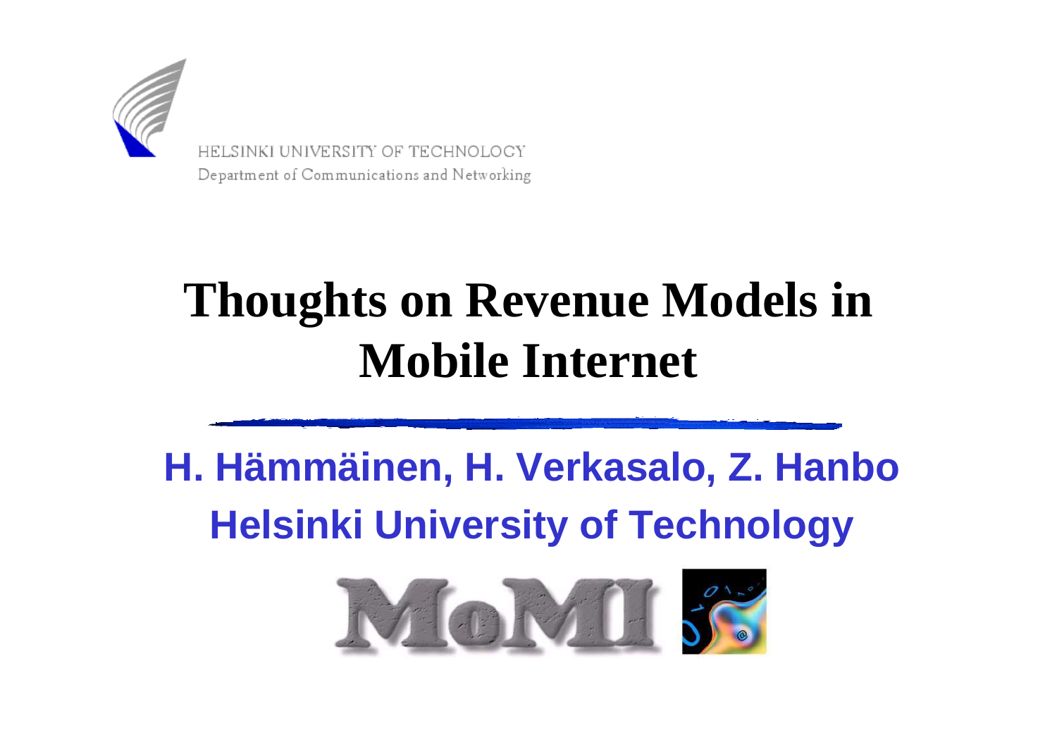HELSINKI UNIVERSITY OF TECHNOLOGY
Department of Communications and Networking

# Thoughts on Revenue Models in Mobile Internet

**H. Hämmäinen, H. Verkasalo, Z. Hanbo**
**Helsinki University of Technology**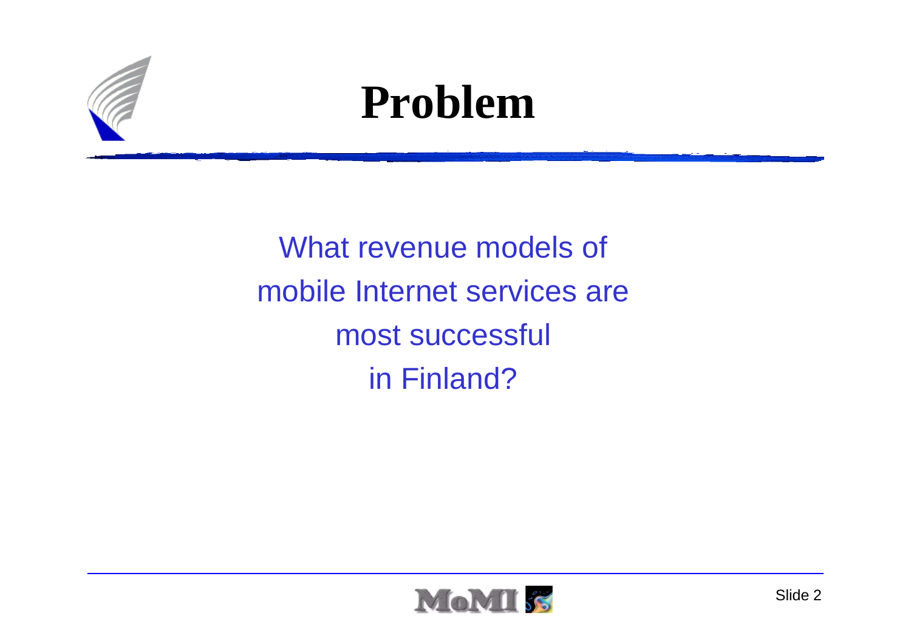# Problem

What revenue models of mobile Internet services are most successful in Finland?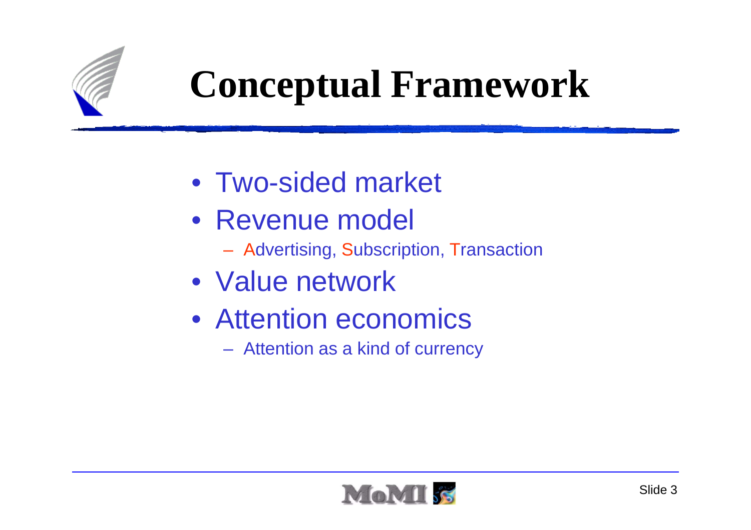# Conceptual Framework

- Two-sided market
- Revenue model
  - Advertising, Subscription, Transaction
- Value network
- Attention economics
  - Attention as a kind of currency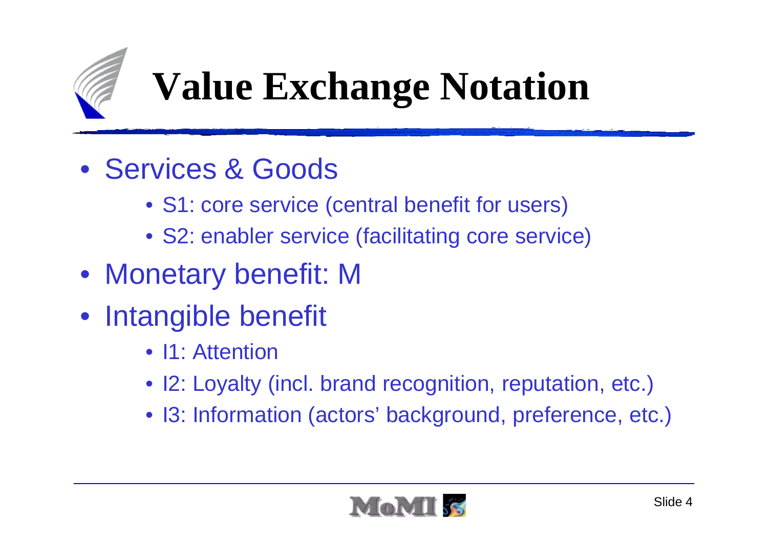# Value Exchange Notation

- Services & Goods
  - S1: core service (central benefit for users)
  - S2: enabler service (facilitating core service)
- Monetary benefit: M
- Intangible benefit
  - I1: Attention
  - I2: Loyalty (incl. brand recognition, reputation, etc.)
  - I3: Information (actors' background, preference, etc.)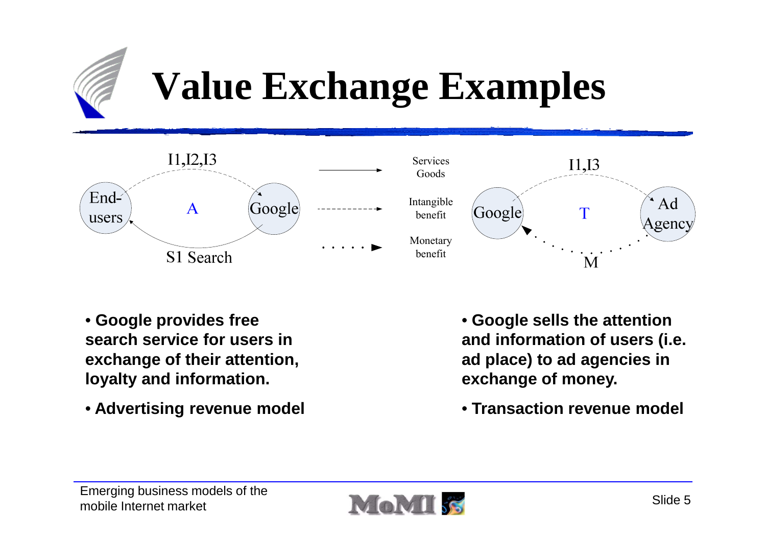# Value Exchange Examples

I1,I2,I3

End-users — A — Google

S1 Search

Services Goods

Intangible benefit

Monetary benefit

I1,I3

Google — T — Ad Agency

M

- **Google provides free search service for users in exchange of their attention, loyalty and information.**
- **Advertising revenue model**

- **Google sells the attention and information of users (i.e. ad place) to ad agencies in exchange of money.**
- **Transaction revenue model**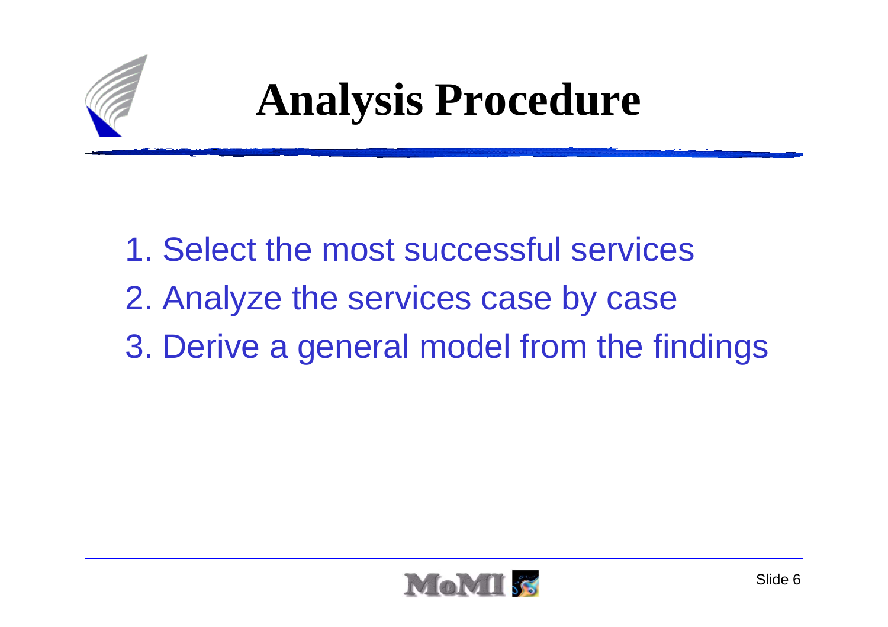# Analysis Procedure

1. Select the most successful services
2. Analyze the services case by case
3. Derive a general model from the findings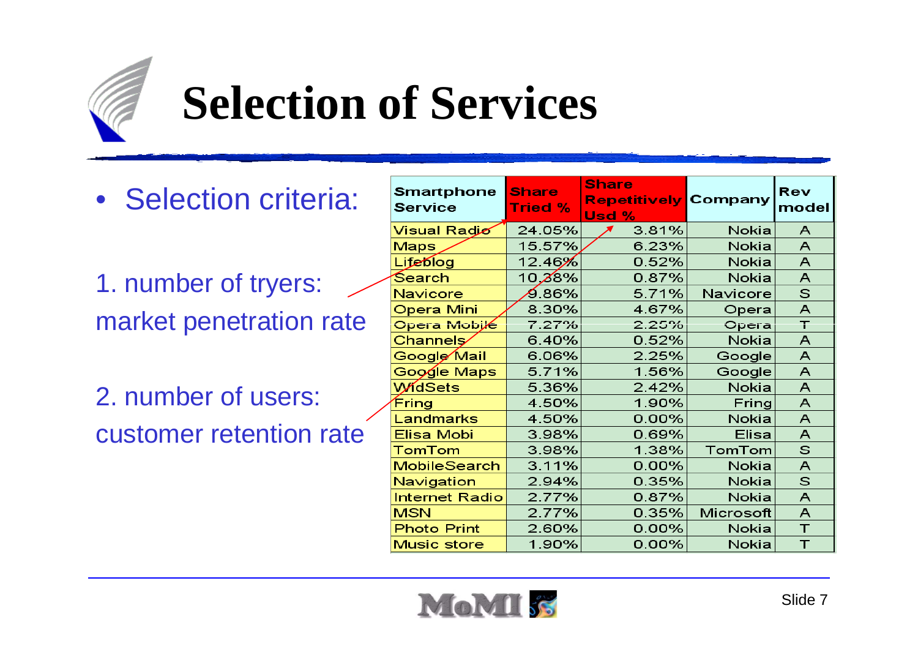# Selection of Services

- Selection criteria:

1. number of tryers: market penetration rate

2. number of users: customer retention rate

| Smartphone Service | Share Tried % | Share Repetitively Usd % | Company | Rev model |
|---|---|---|---|---|
| Visual Radio | 24.05% | 3.81% | Nokia | A |
| Maps | 15.57% | 6.23% | Nokia | A |
| Lifeblog | 12.46% | 0.52% | Nokia | A |
| Search | 10.38% | 0.87% | Nokia | A |
| Navicore | 9.86% | 5.71% | Navicore | S |
| Opera Mini | 8.30% | 4.67% | Opera | A |
| Opera Mobile | 7.27% | 2.25% | Opera | T |
| Channels | 6.40% | 0.52% | Nokia | A |
| Google Mail | 6.06% | 2.25% | Google | A |
| Google Maps | 5.71% | 1.56% | Google | A |
| WidSets | 5.36% | 2.42% | Nokia | A |
| Fring | 4.50% | 1.90% | Fring | A |
| Landmarks | 4.50% | 0.00% | Nokia | A |
| Elisa Mobi | 3.98% | 0.69% | Elisa | A |
| TomTom | 3.98% | 1.38% | TomTom | S |
| MobileSearch | 3.11% | 0.00% | Nokia | A |
| Navigation | 2.94% | 0.35% | Nokia | S |
| Internet Radio | 2.77% | 0.87% | Nokia | A |
| MSN | 2.77% | 0.35% | Microsoft | A |
| Photo Print | 2.60% | 0.00% | Nokia | T |
| Music store | 1.90% | 0.00% | Nokia | T |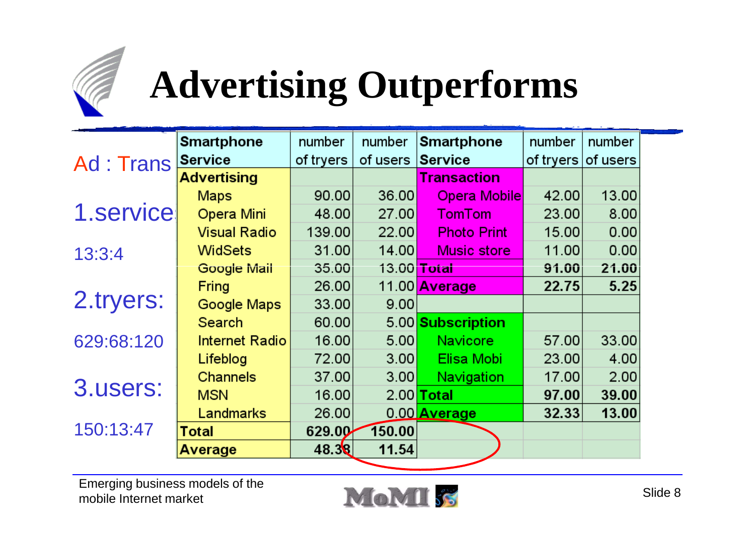# Advertising Outperforms

Ad : Trans

1.service: 13:3:4

2.tryers: 629:68:120

3.users: 150:13:47

| Smartphone Service | number of tryers | number of users | Smartphone Service | number of tryers | number of users |
|---|---|---|---|---|---|
| **Advertising** | | | **Transaction** | | |
| Maps | 90.00 | 36.00 | Opera Mobile | 42.00 | 13.00 |
| Opera Mini | 48.00 | 27.00 | TomTom | 23.00 | 8.00 |
| Visual Radio | 139.00 | 22.00 | Photo Print | 15.00 | 0.00 |
| WidSets | 31.00 | 14.00 | Music store | 11.00 | 0.00 |
| Google Mail | 35.00 | 13.00 | **Total** | **91.00** | **21.00** |
| Fring | 26.00 | 11.00 | **Average** | **22.75** | **5.25** |
| Google Maps | 33.00 | 9.00 | | | |
| Search | 60.00 | 5.00 | **Subscription** | | |
| Internet Radio | 16.00 | 5.00 | Navicore | 57.00 | 33.00 |
| Lifeblog | 72.00 | 3.00 | Elisa Mobi | 23.00 | 4.00 |
| Channels | 37.00 | 3.00 | Navigation | 17.00 | 2.00 |
| MSN | 16.00 | 2.00 | **Total** | **97.00** | **39.00** |
| Landmarks | 26.00 | 0.00 | **Average** | **32.33** | **13.00** |
| **Total** | **629.00** | **150.00** | | | |
| **Average** | **48.38** | **11.54** | | | |

Emerging business models of the mobile Internet market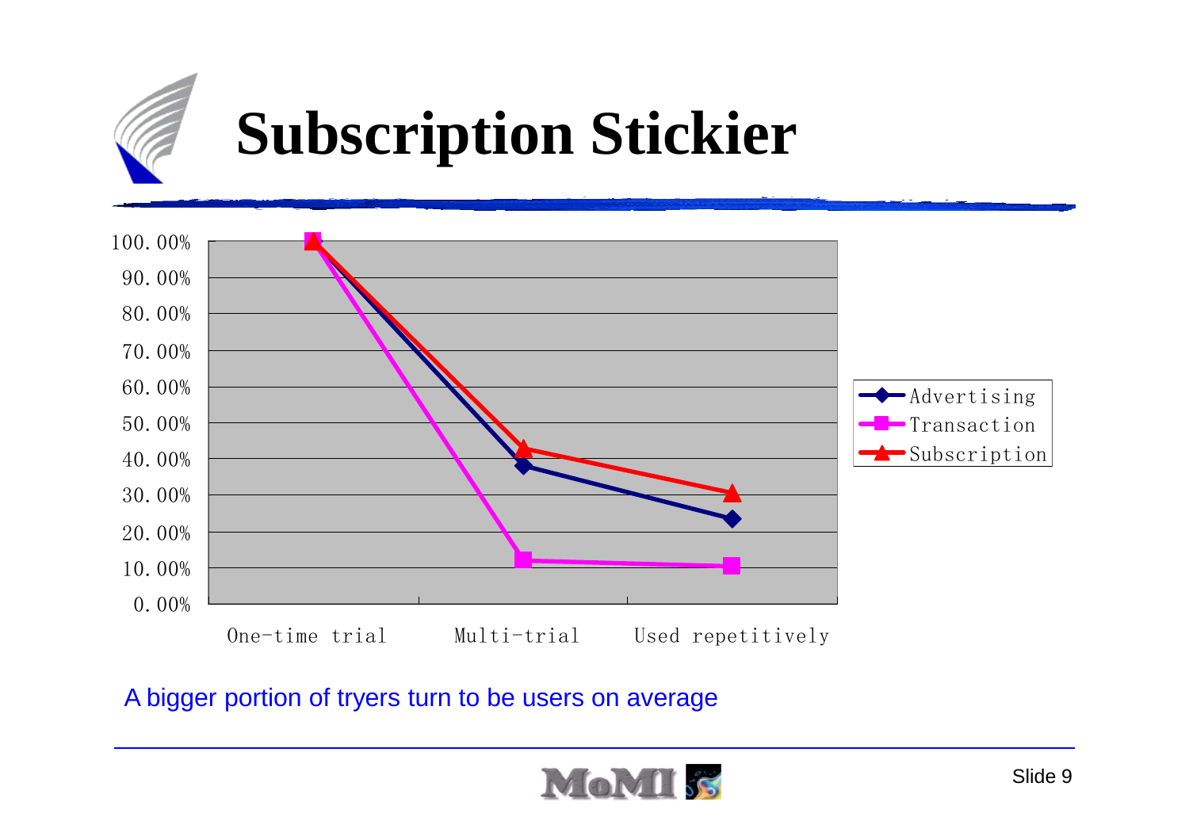# Subscription Stickier

| | Advertising | Transaction | Subscription |
|---|---|---|---|
| One-time trial | 100.00% | 100.00% | 100.00% |
| Multi-trial | ~38% | ~12% | ~43% |
| Used repetitively | ~23% | ~10% | ~30% |

A bigger portion of tryers turn to be users on average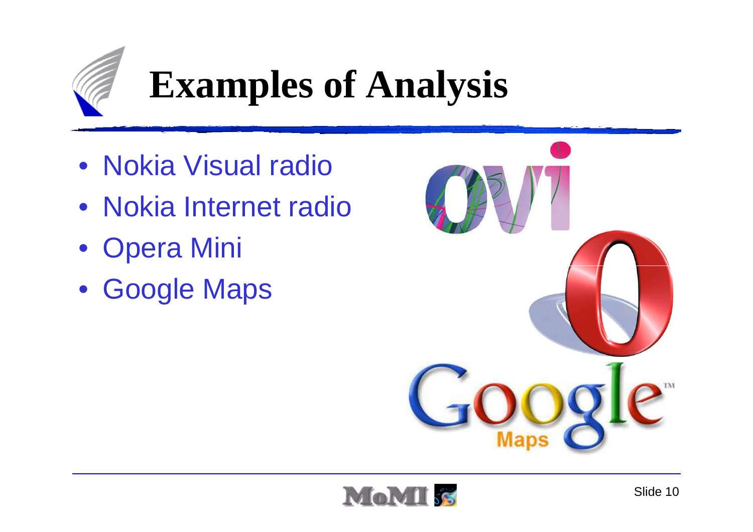# Examples of Analysis

- Nokia Visual radio
- Nokia Internet radio
- Opera Mini
- Google Maps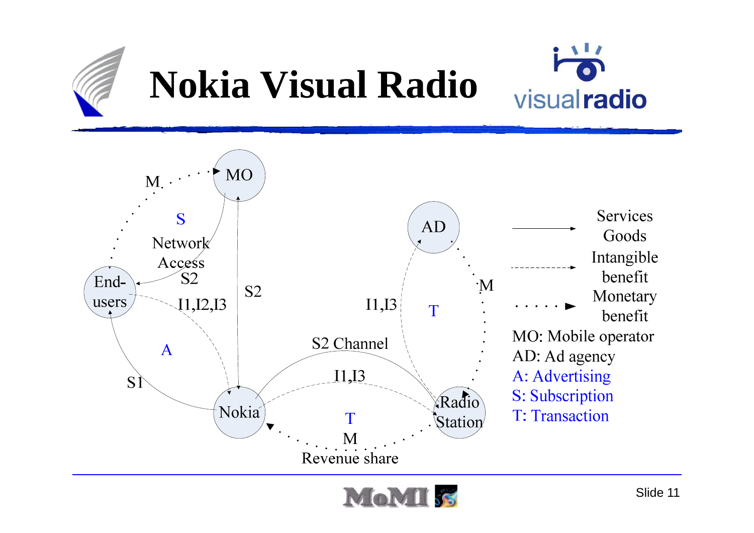# Nokia Visual Radio

visualradio

M

MO

S

Network Access

S2

End-users

I1,I2,I3

S2

AD

M

I1,I3

T

A

S2 Channel

S1

I1,I3

Nokia

Radio Station

T

M

Revenue share

Services Goods

Intangible benefit

Monetary benefit

MO: Mobile operator

AD: Ad agency

A: Advertising

S: Subscription

T: Transaction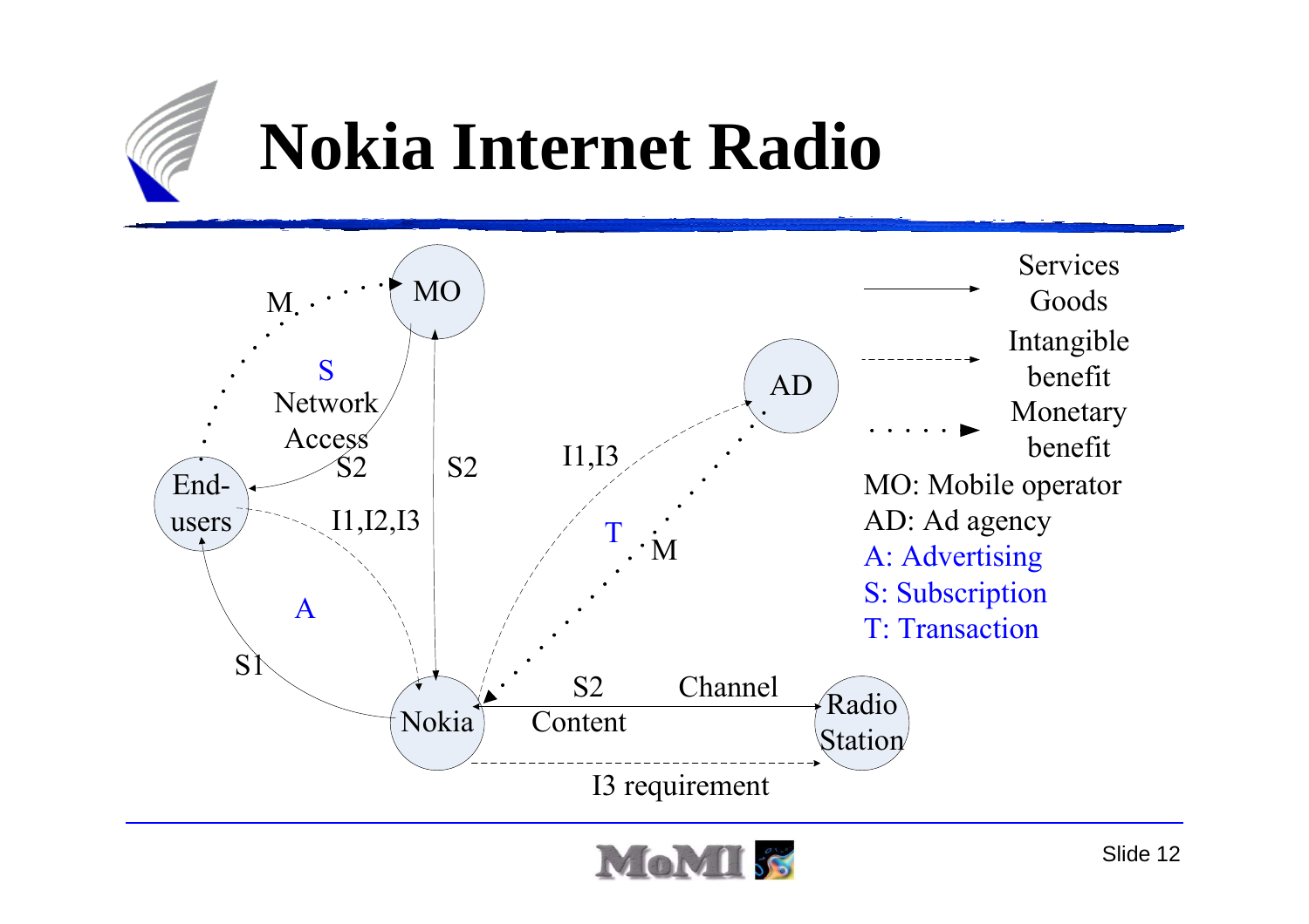# Nokia Internet Radio

MO

AD

End-users

Nokia

Radio Station

M

S

Network Access

S2

S2

I1,I3

I1,I2,I3

T

M

A

S1

S2

Channel

Content

I3 requirement

Services Goods

Intangible benefit

Monetary benefit

MO: Mobile operator

AD: Ad agency

A: Advertising

S: Subscription

T: Transaction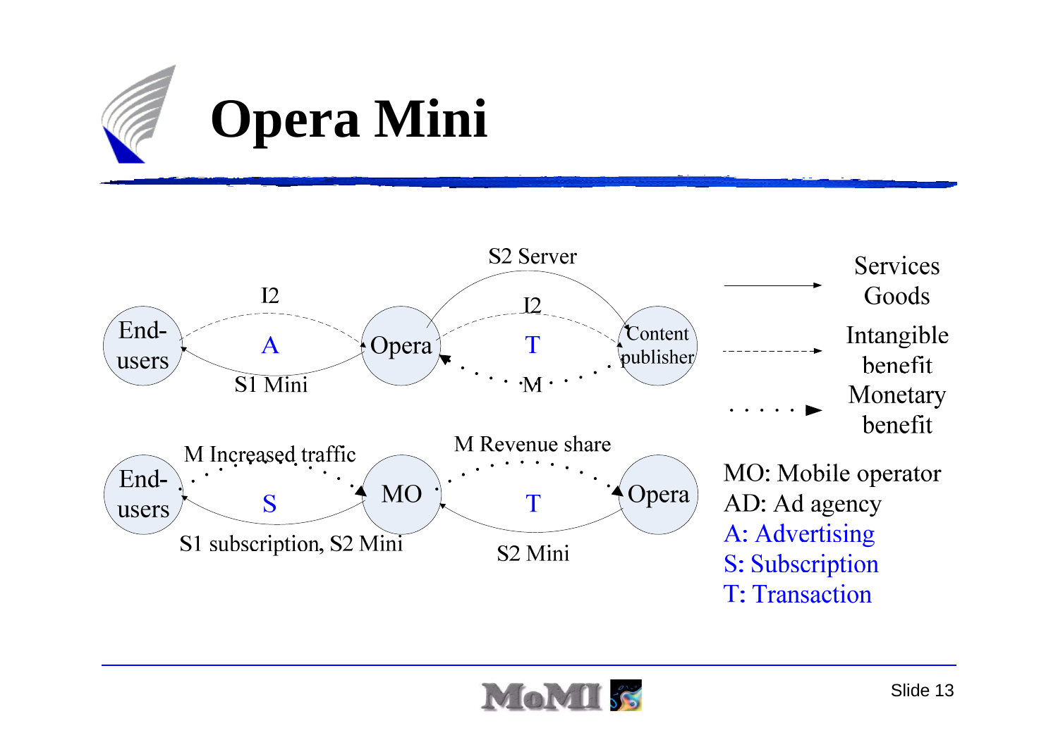# Opera Mini

End-users — I2 — Opera
End-users — A — Opera
Opera — S1 Mini — End-users

Opera — S2 Server — Content publisher
Content publisher — I2 — Opera
Content publisher — T — Opera
Content publisher — M — Opera

End-users — M Increased traffic — MO
End-users — S — MO
MO — S1 subscription, S2 Mini — End-users

MO — M Revenue share — Opera
MO — T — Opera
Opera — S2 Mini — MO

Legend:

- Solid arrow: Services Goods
- Dashed arrow: Intangible benefit
- Dotted arrow: Monetary benefit

MO: Mobile operator
AD: Ad agency
A: Advertising
S: Subscription
T: Transaction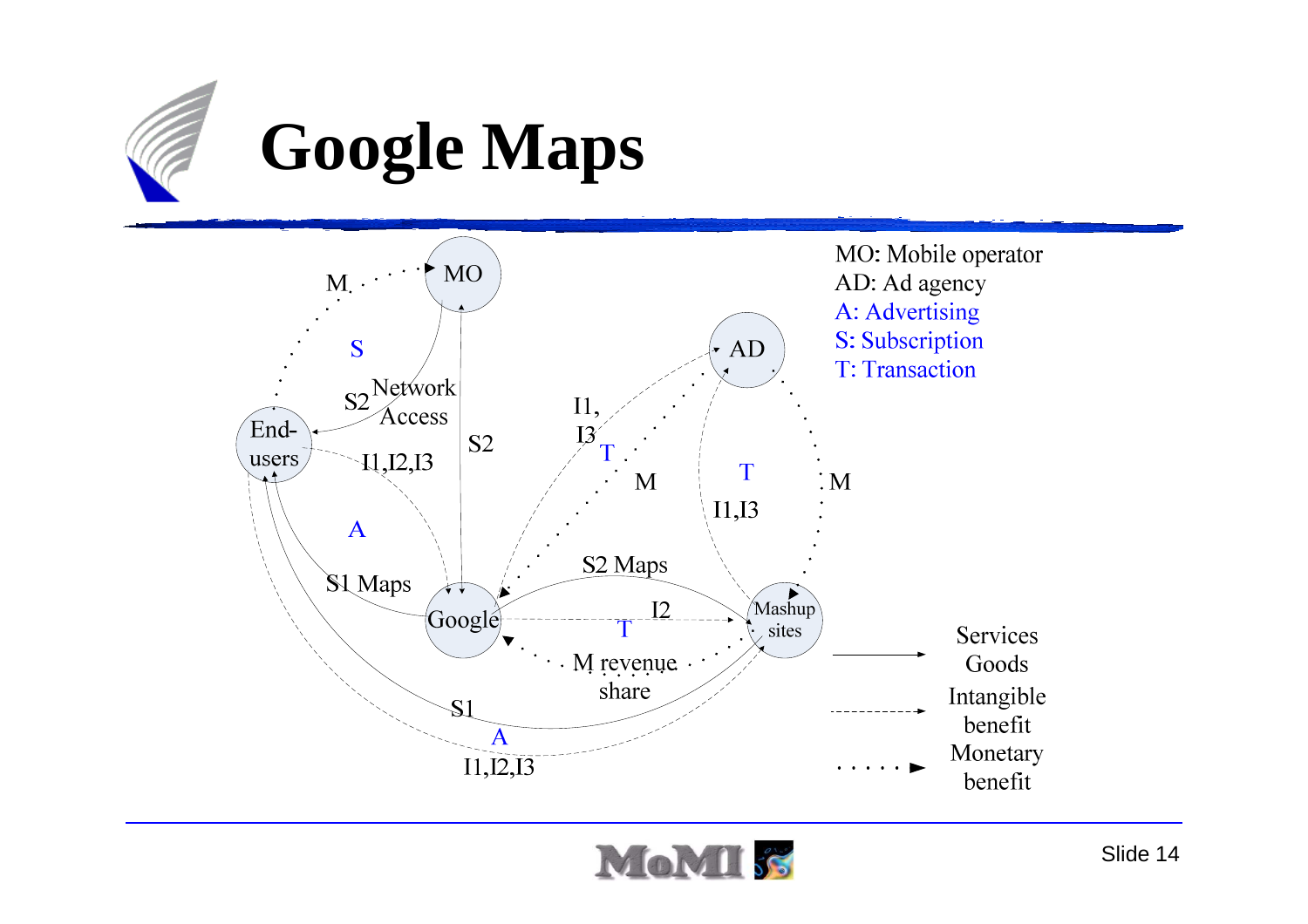# Google Maps

MO: Mobile operator
AD: Ad agency
A: Advertising
S: Subscription
T: Transaction

M, S, S2 Network Access, S2, End-users, I1,I2,I3, A, S1 Maps, Google, MO, AD, I1, I3, T, M, T, I1,I3, M, S2 Maps, I2, T, M revenue share, Mashup sites, S1, A, I1,I2,I3

Services Goods

Intangible benefit

Monetary benefit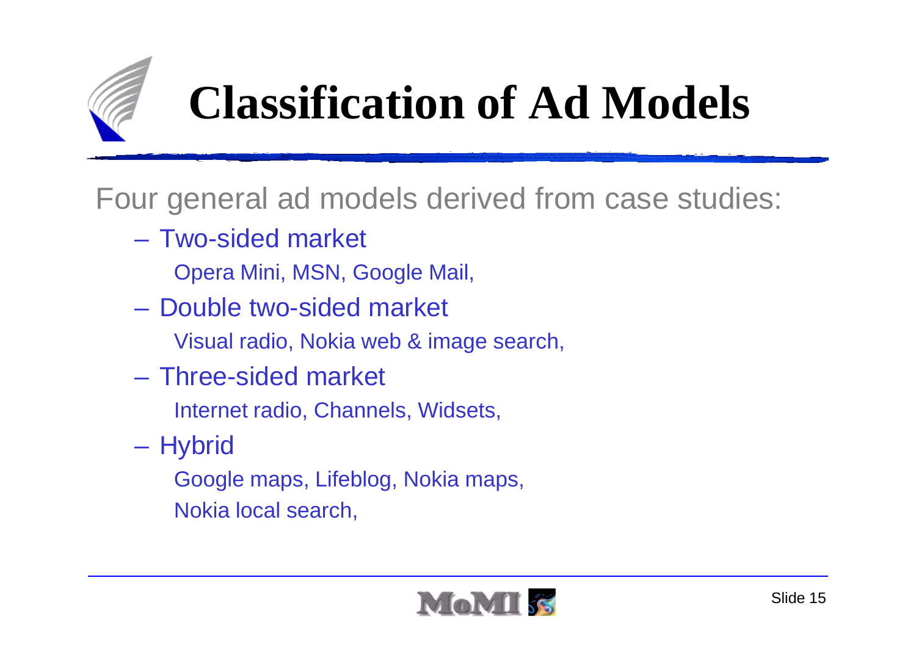# Classification of Ad Models

Four general ad models derived from case studies:

- Two-sided market
  - Opera Mini, MSN, Google Mail,
- Double two-sided market
  - Visual radio, Nokia web & image search,
- Three-sided market
  - Internet radio, Channels, Widsets,
- Hybrid
  - Google maps, Lifeblog, Nokia maps, Nokia local search,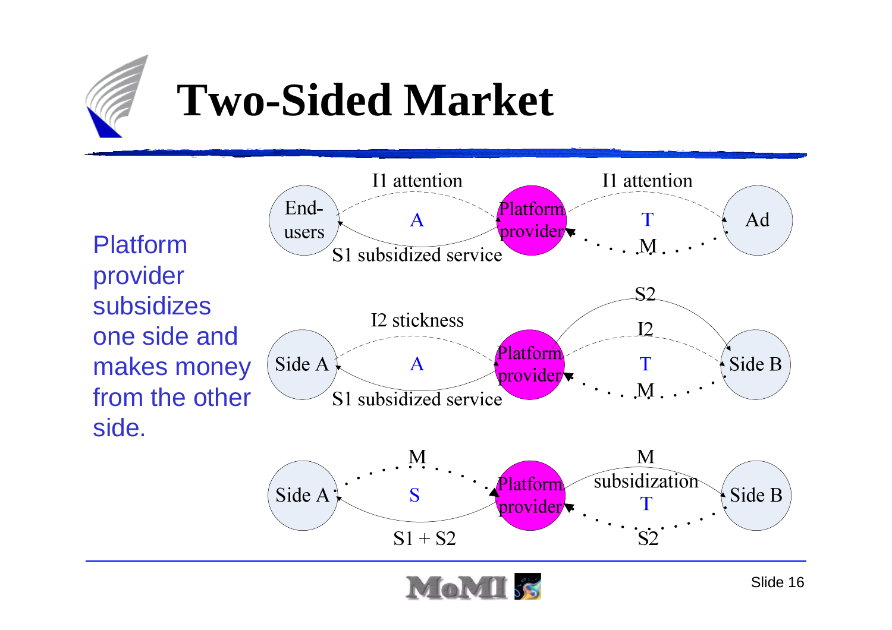# Two-Sided Market

Platform provider subsidizes one side and makes money from the other side.

End-users — I1 attention — A — S1 subsidized service — Platform provider — I1 attention — T — M — Ad

Side A — I2 stickness — A — S1 subsidized service — Platform provider — S2 — I2 — T — M — Side B

Side A — M — S — S1 + S2 — Platform provider — M — subsidization — T — S2 — Side B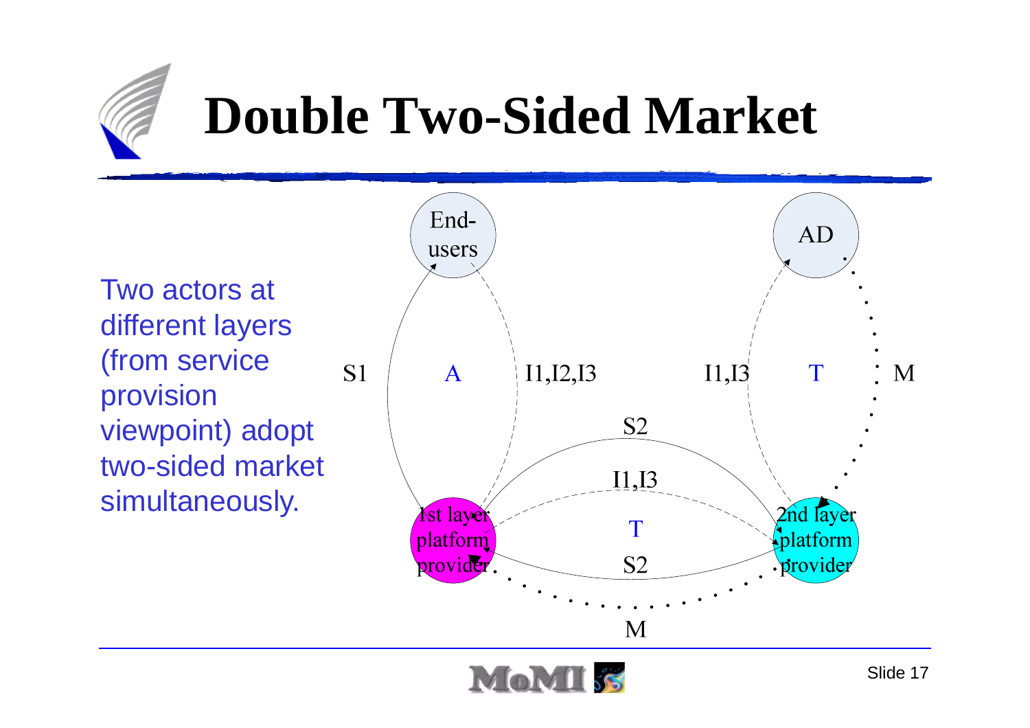# Double Two-Sided Market

Two actors at different layers (from service provision viewpoint) adopt two-sided market simultaneously.

End-users

AD

S1

A

I1,I2,I3

I1,I3

T

M

S2

I1,I3

1st layer platform provider

T

2nd layer platform provider

S2

M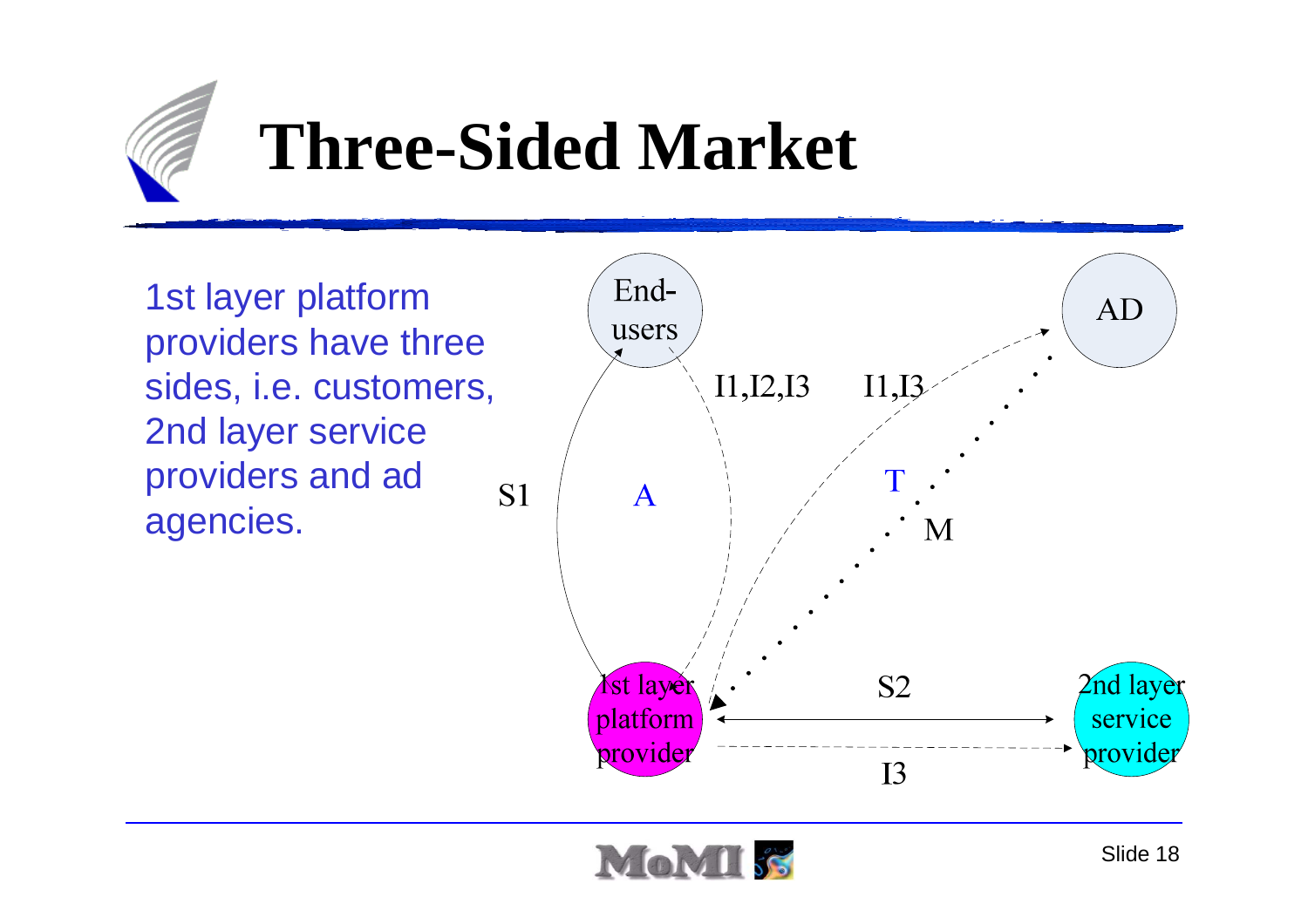# Three-Sided Market

1st layer platform providers have three sides, i.e. customers, 2nd layer service providers and ad agencies.

End-users

AD

I1,I2,I3

I1,I3

S1

A

T

M

1st layer platform provider

S2

2nd layer service provider

I3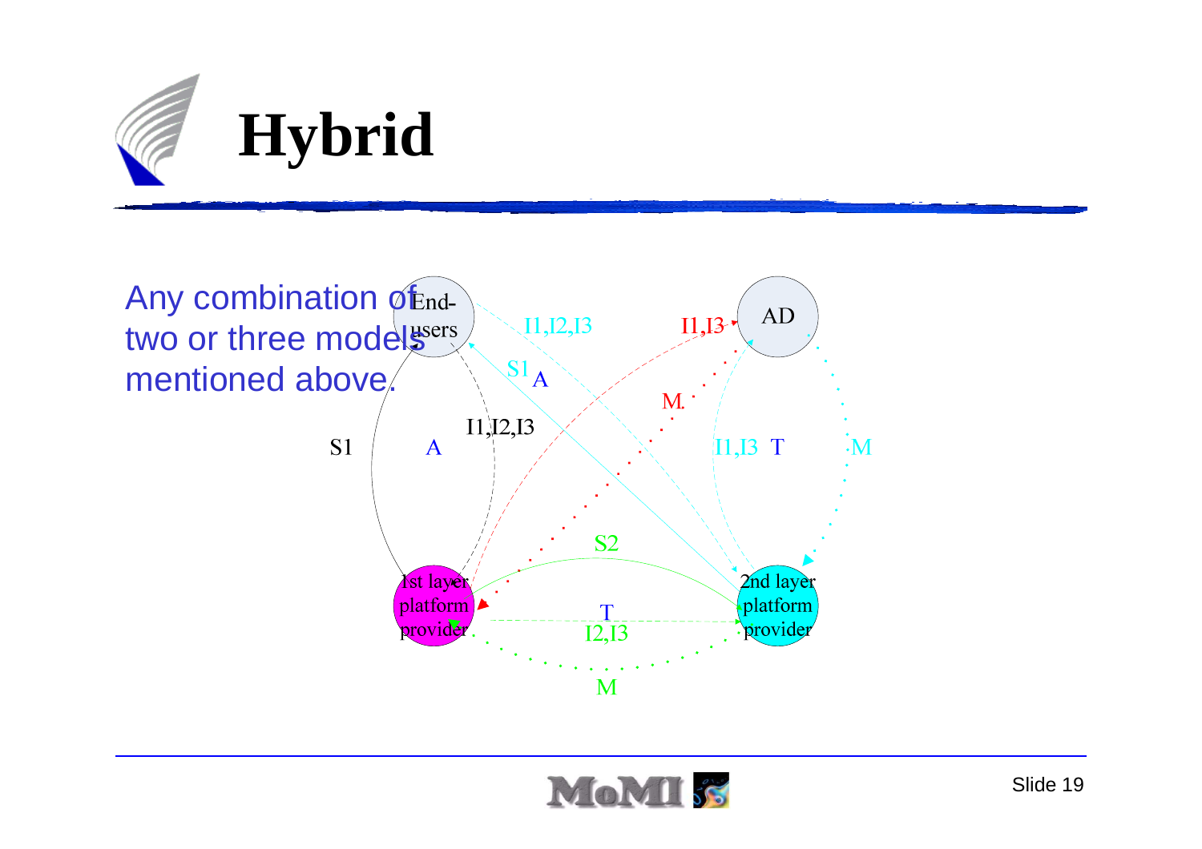# Hybrid

Any combination of two or three models mentioned above.

End-users

AD

1st layer platform provider

2nd layer platform provider

S1

A

I1,I2,I3

I1,I2,I3

S1

A

I1,I3

M

I1,I3

T

M

S2

T

I2,I3

M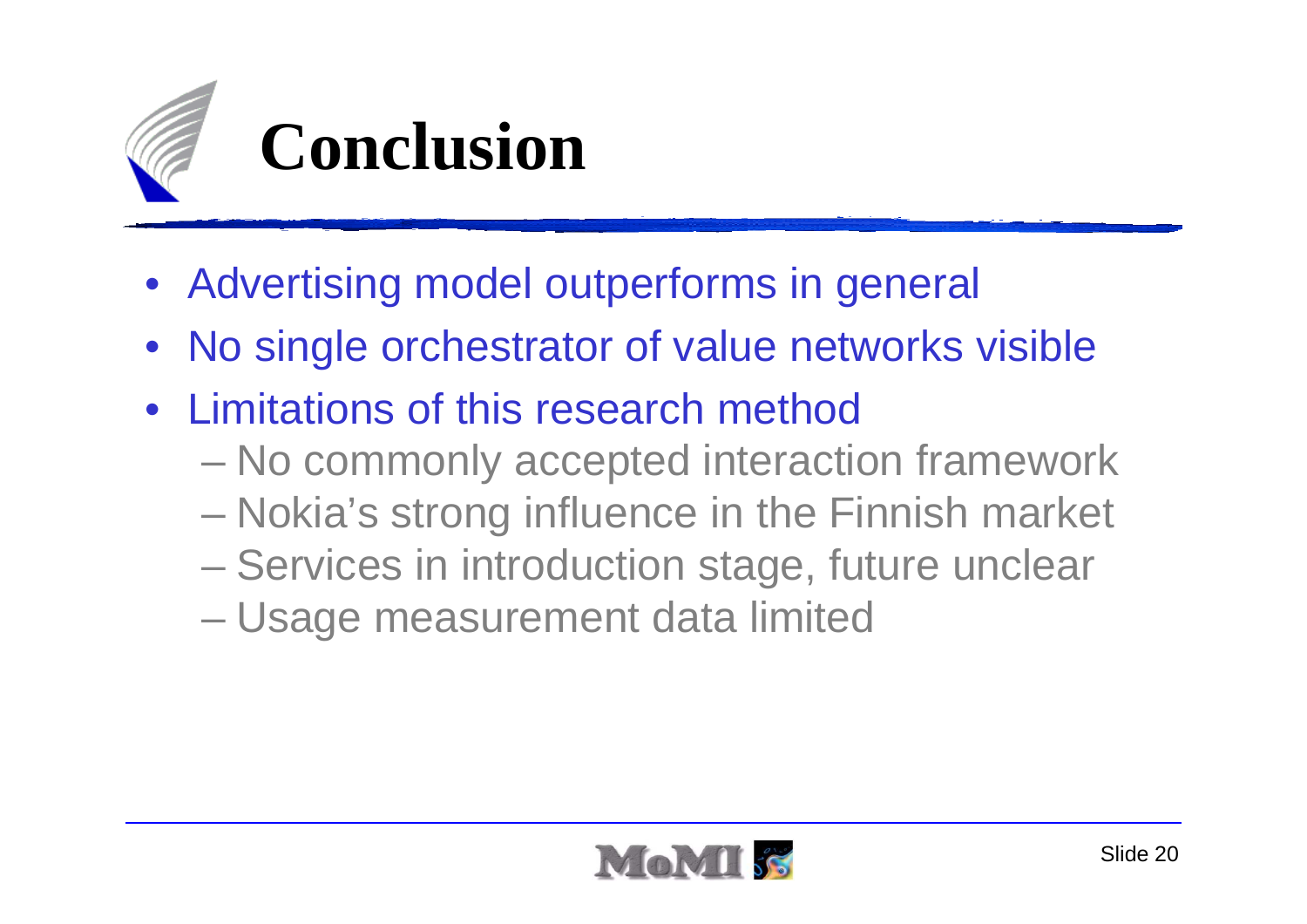# Conclusion

- Advertising model outperforms in general
- No single orchestrator of value networks visible
- Limitations of this research method
  - No commonly accepted interaction framework
  - Nokia's strong influence in the Finnish market
  - Services in introduction stage, future unclear
  - Usage measurement data limited